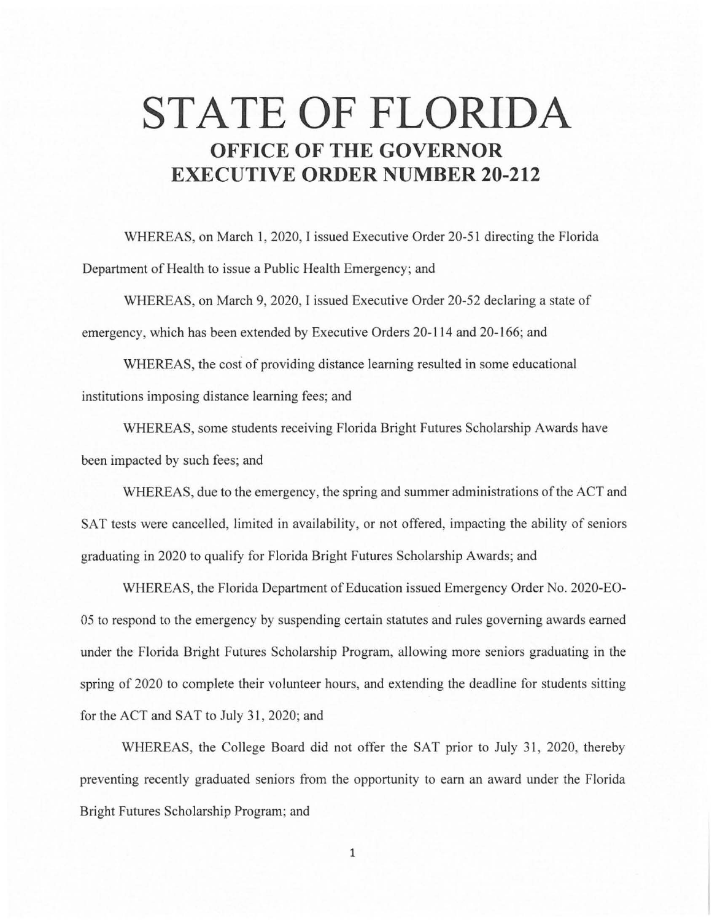# STATE OF FLORIDA

## OFFICE OF THE GOVERNOR
## EXECUTIVE ORDER NUMBER 20-212

WHEREAS, on March 1, 2020, I issued Executive Order 20-51 directing the Florida Department of Health to issue a Public Health Emergency; and

WHEREAS, on March 9, 2020, I issued Executive Order 20-52 declaring a state of emergency, which has been extended by Executive Orders 20-114 and 20-166; and

WHEREAS, the cost of providing distance learning resulted in some educational institutions imposing distance learning fees; and

WHEREAS, some students receiving Florida Bright Futures Scholarship Awards have been impacted by such fees; and

WHEREAS, due to the emergency, the spring and summer administrations of the ACT and SAT tests were cancelled, limited in availability, or not offered, impacting the ability of seniors graduating in 2020 to qualify for Florida Bright Futures Scholarship Awards; and

WHEREAS, the Florida Department of Education issued Emergency Order No. 2020-EO-05 to respond to the emergency by suspending certain statutes and rules governing awards earned under the Florida Bright Futures Scholarship Program, allowing more seniors graduating in the spring of 2020 to complete their volunteer hours, and extending the deadline for students sitting for the ACT and SAT to July 31, 2020; and

WHEREAS, the College Board did not offer the SAT prior to July 31, 2020, thereby preventing recently graduated seniors from the opportunity to earn an award under the Florida Bright Futures Scholarship Program; and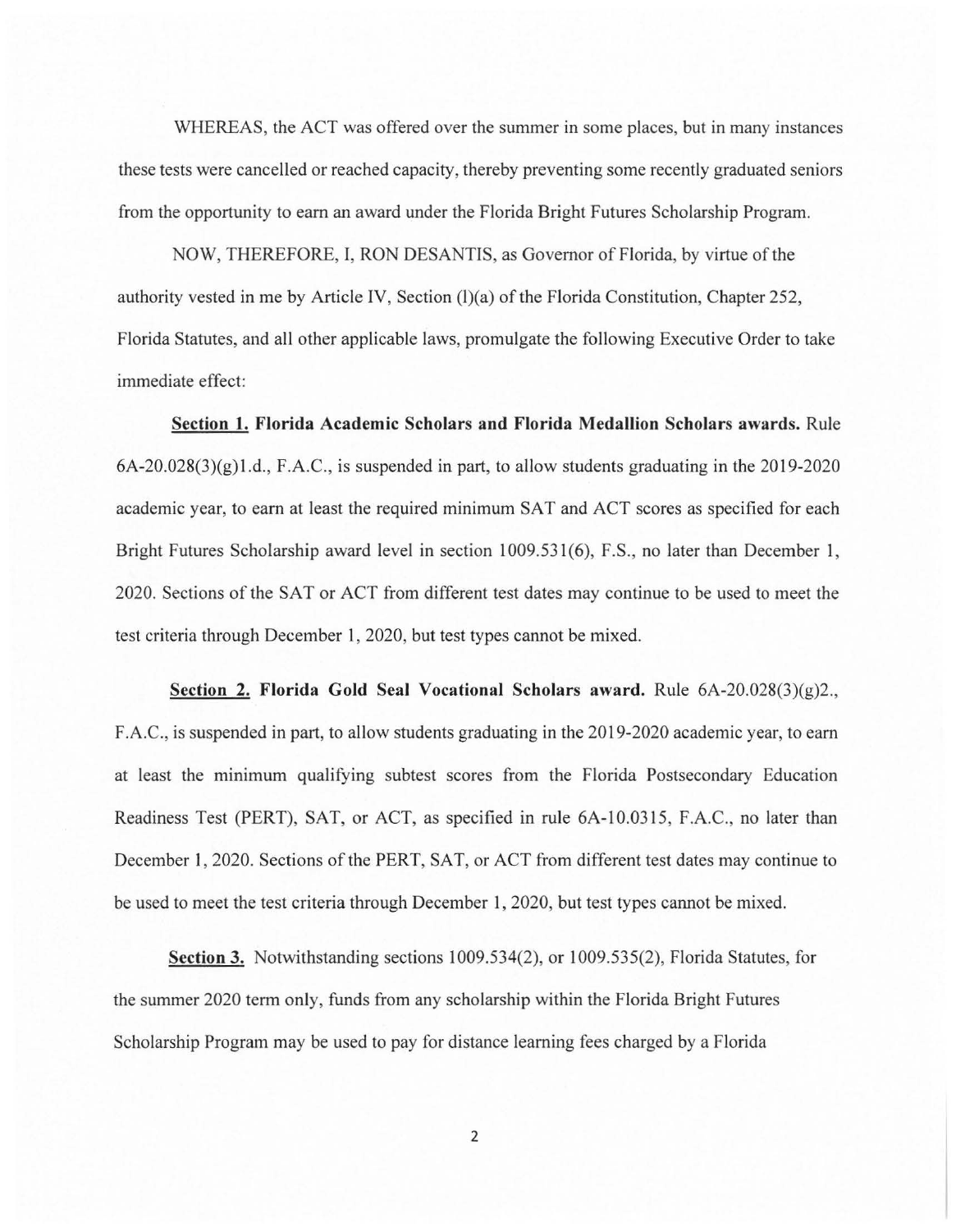WHEREAS, the ACT was offered over the summer in some places, but in many instances these tests were cancelled or reached capacity, thereby preventing some recently graduated seniors from the opportunity to earn an award under the Florida Bright Futures Scholarship Program.

NOW, THEREFORE, I, RON DESANTIS, as Governor of Florida, by virtue of the authority vested in me by Article IV, Section (l)(a) of the Florida Constitution, Chapter 252, Florida Statutes, and all other applicable laws, promulgate the following Executive Order to take immediate effect:

**Section 1. Florida Academic Scholars and Florida Medallion Scholars awards.** Rule 6A-20.028(3)(g)1.d., F.A.C., is suspended in part, to allow students graduating in the 2019-2020 academic year, to earn at least the required minimum SAT and ACT scores as specified for each Bright Futures Scholarship award level in section 1009.531(6), F.S., no later than December 1, 2020. Sections of the SAT or ACT from different test dates may continue to be used to meet the test criteria through December 1, 2020, but test types cannot be mixed.

**Section 2. Florida Gold Seal Vocational Scholars award.** Rule 6A-20.028(3)(g)2., F.A.C., is suspended in part, to allow students graduating in the 2019-2020 academic year, to earn at least the minimum qualifying subtest scores from the Florida Postsecondary Education Readiness Test (PERT), SAT, or ACT, as specified in rule 6A-10.0315, F.A.C., no later than December 1, 2020. Sections of the PERT, SAT, or ACT from different test dates may continue to be used to meet the test criteria through December 1, 2020, but test types cannot be mixed.

**Section 3.** Notwithstanding sections 1009.534(2), or 1009.535(2), Florida Statutes, for the summer 2020 term only, funds from any scholarship within the Florida Bright Futures Scholarship Program may be used to pay for distance learning fees charged by a Florida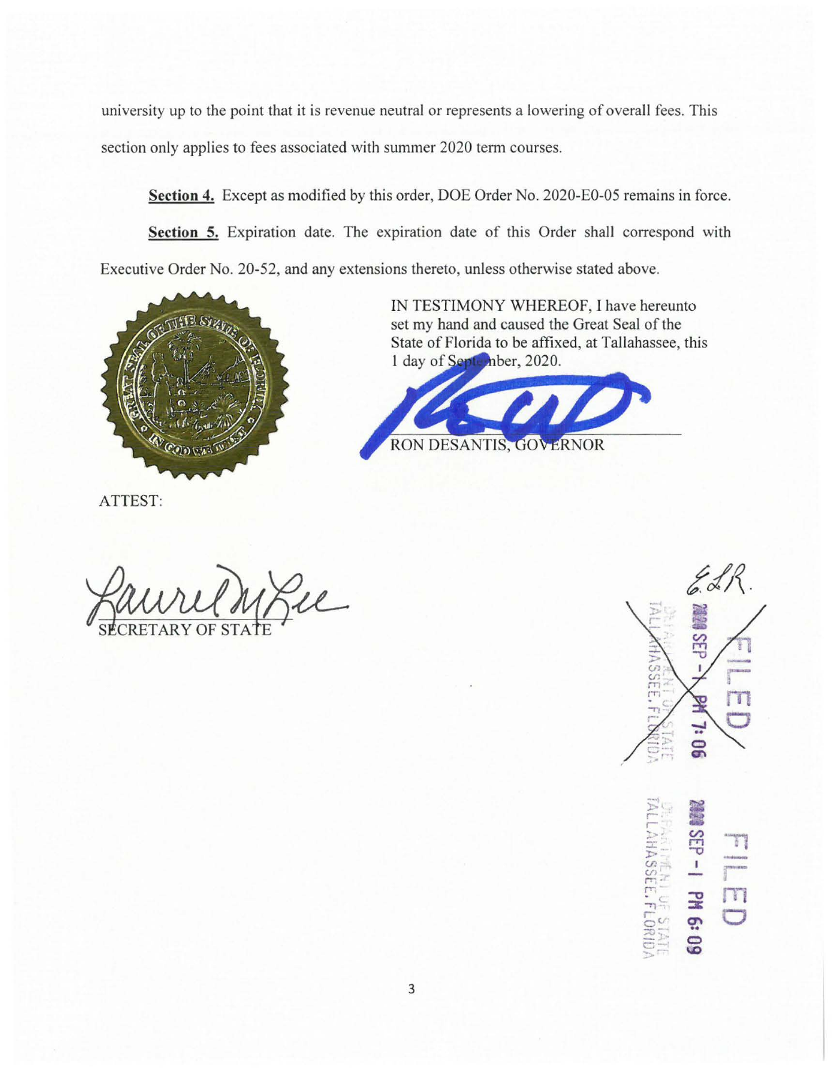university up to the point that it is revenue neutral or represents a lowering of overall fees. This section only applies to fees associated with summer 2020 term courses.

**Section 4.** Except as modified by this order, DOE Order No. 2020-E0-05 remains in force.

**Section 5.** Expiration date. The expiration date of this Order shall correspond with Executive Order No. 20-52, and any extensions thereto, unless otherwise stated above.

IN TESTIMONY WHEREOF, I have hereunto set my hand and caused the Great Seal of the State of Florida to be affixed, at Tallahassee, this 1 day of September, 2020.

RON DESANTIS, GOVERNOR

ATTEST:

SECRETARY OF STATE

FILED

2020 SEP -1 PM 7:06

DEPARTMENT OF STATE
TALLAHASSEE, FLORIDA

FILED

2020 SEP -1 PM 6:09

DEPARTMENT OF STATE
TALLAHASSEE, FLORIDA